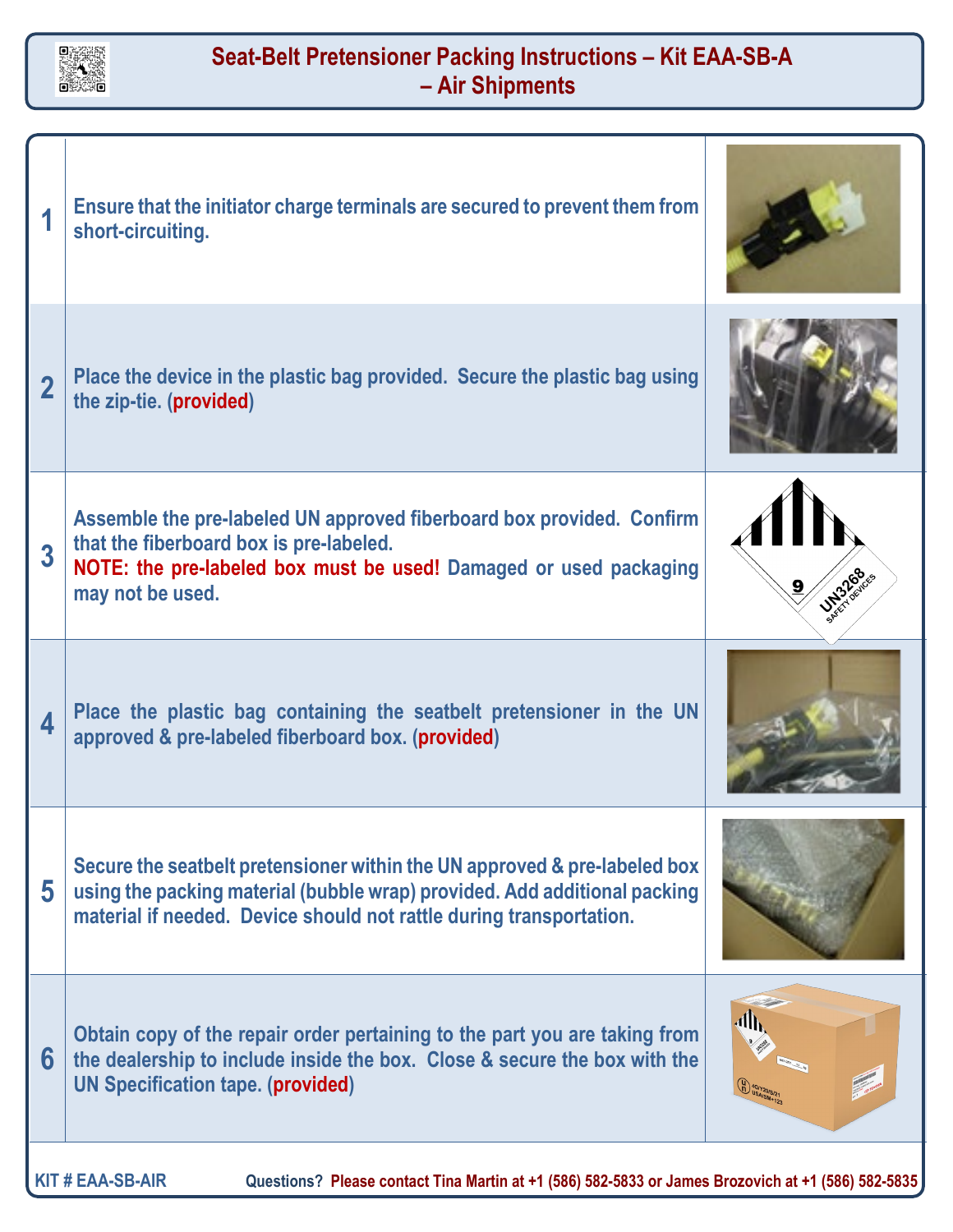# Seat-Belt Pretensioner Packing Instructions – Kit EAA-SB-A – Air Shipments

| Step | Instructions |
|---|---|
| 1 | Ensure that the initiator charge terminals are secured to prevent them from short-circuiting. |
| 2 | Place the device in the plastic bag provided. Secure the plastic bag using the zip-tie. (**provided**) |
| 3 | Assemble the pre-labeled UN approved fiberboard box provided. Confirm that the fiberboard box is pre-labeled. **NOTE: the pre-labeled box must be used!** Damaged or used packaging may not be used. |
| 4 | Place the plastic bag containing the seatbelt pretensioner in the UN approved & pre-labeled fiberboard box. (**provided**) |
| 5 | Secure the seatbelt pretensioner within the UN approved & pre-labeled box using the packing material (bubble wrap) provided. Add additional packing material if needed. Device should not rattle during transportation. |
| 6 | Obtain copy of the repair order pertaining to the part you are taking from the dealership to include inside the box. Close & secure the box with the UN Specification tape. (**provided**) |

KIT # EAA-SB-AIR

Questions? Please contact Tina Martin at +1 (586) 582-5833 or James Brozovich at +1 (586) 582-5835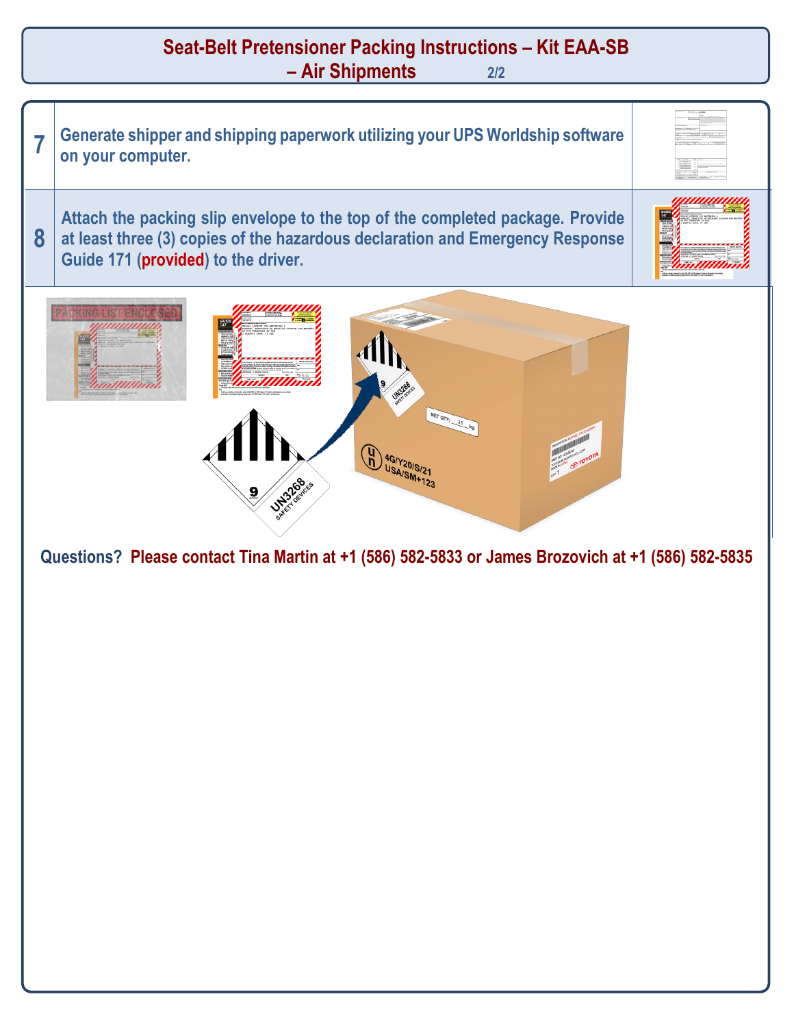# Seat-Belt Pretensioner Packing Instructions – Kit EAA-SB – Air Shipments

| | |
|---|---|
| **7** | **Generate shipper and shipping paperwork utilizing your UPS Worldship software on your computer.** |
| **8** | **Attach the packing slip envelope to the top of the completed package. Provide at least three (3) copies of the hazardous declaration and Emergency Response Guide 171 (provided) to the driver.** |

**Questions? Please contact Tina Martin at +1 (586) 582-5833 or James Brozovich at +1 (586) 582-5835**